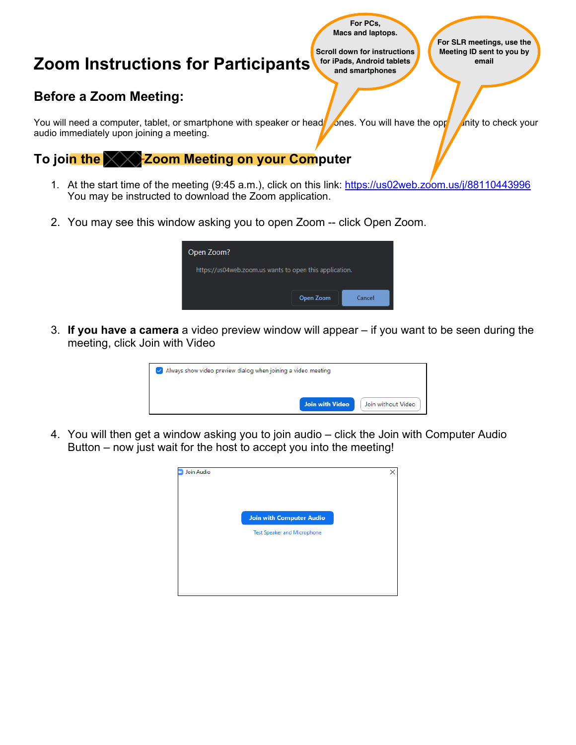# Zoom Instructions for Participants

For PCs, Macs and laptops.

Scroll down for instructions for iPads, Android tablets and smartphones

For SLR meetings, use the Meeting ID sent to you by email

## Before a Zoom Meeting:

You will need a computer, tablet, or smartphone with speaker or headphones. You will have the opportunity to check your audio immediately upon joining a meeting.

## To join the Zoom Meeting on your Computer

1. At the start time of the meeting (9:45 a.m.), click on this link: https://us02web.zoom.us/j/88110443996
   You may be instructed to download the Zoom application.

2. You may see this window asking you to open Zoom -- click Open Zoom.

   Open Zoom?
   https://us04web.zoom.us wants to open this application.
   Open Zoom | Cancel

3. **If you have a camera** a video preview window will appear – if you want to be seen during the meeting, click Join with Video

   Always show video preview dialog when joining a video meeting
   Join with Video | Join without Video

4. You will then get a window asking you to join audio – click the Join with Computer Audio Button – now just wait for the host to accept you into the meeting!

   Join Audio
   Join with Computer Audio
   Test Speaker and Microphone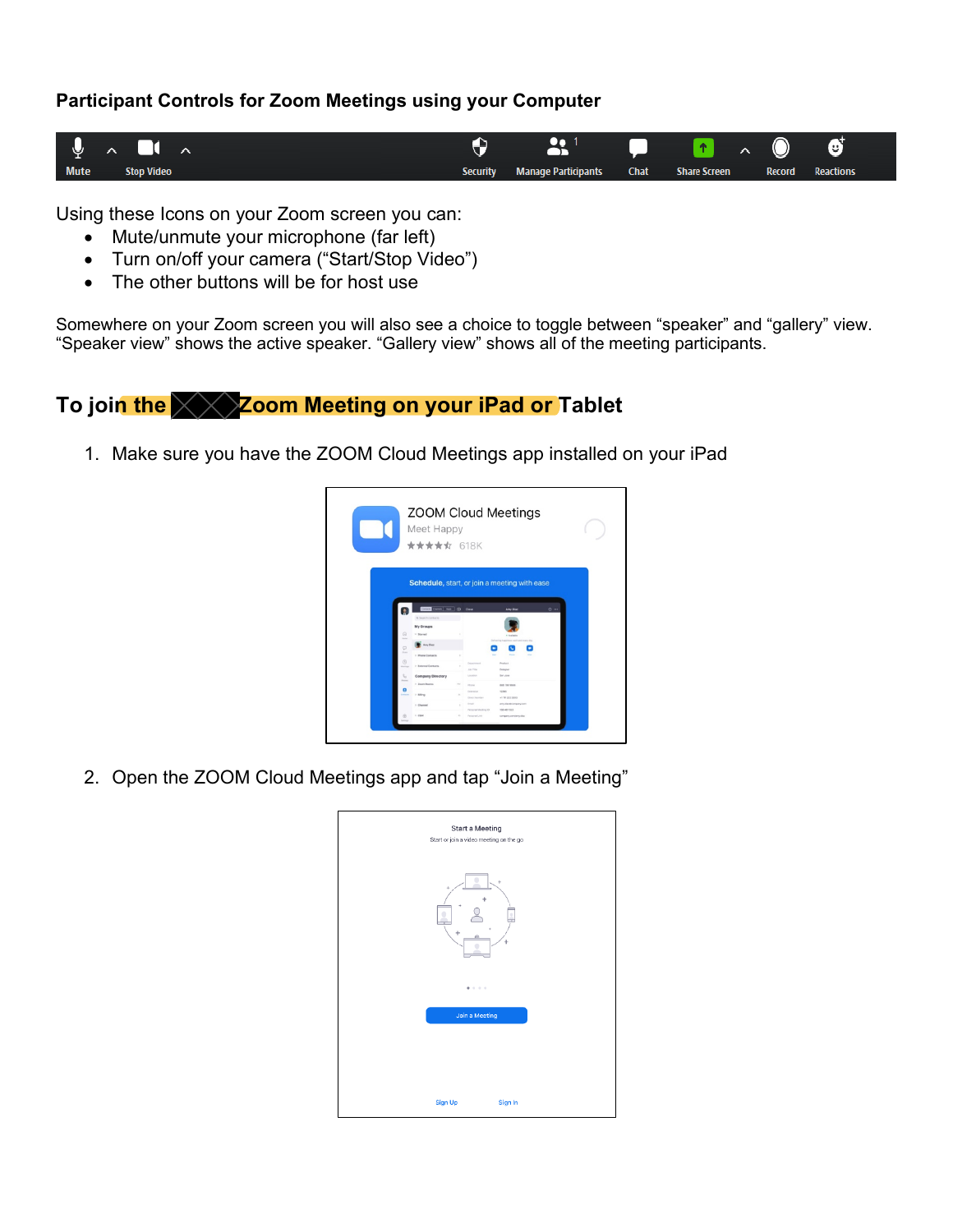### Participant Controls for Zoom Meetings using your Computer

Mute | Stop Video | Security | Manage Participants | Chat | Share Screen | Record | Reactions

Using these Icons on your Zoom screen you can:

- Mute/unmute your microphone (far left)
- Turn on/off your camera ("Start/Stop Video")
- The other buttons will be for host use

Somewhere on your Zoom screen you will also see a choice to toggle between "speaker" and "gallery" view. "Speaker view" shows the active speaker. "Gallery view" shows all of the meeting participants.

## To join the Zoom Meeting on your iPad or Tablet

1. Make sure you have the ZOOM Cloud Meetings app installed on your iPad

ZOOM Cloud Meetings
Meet Happy
618K
Schedule, start, or join a meeting with ease

2. Open the ZOOM Cloud Meetings app and tap "Join a Meeting"

Start a Meeting
Start or join a video meeting on the go
Join a Meeting
Sign Up Sign In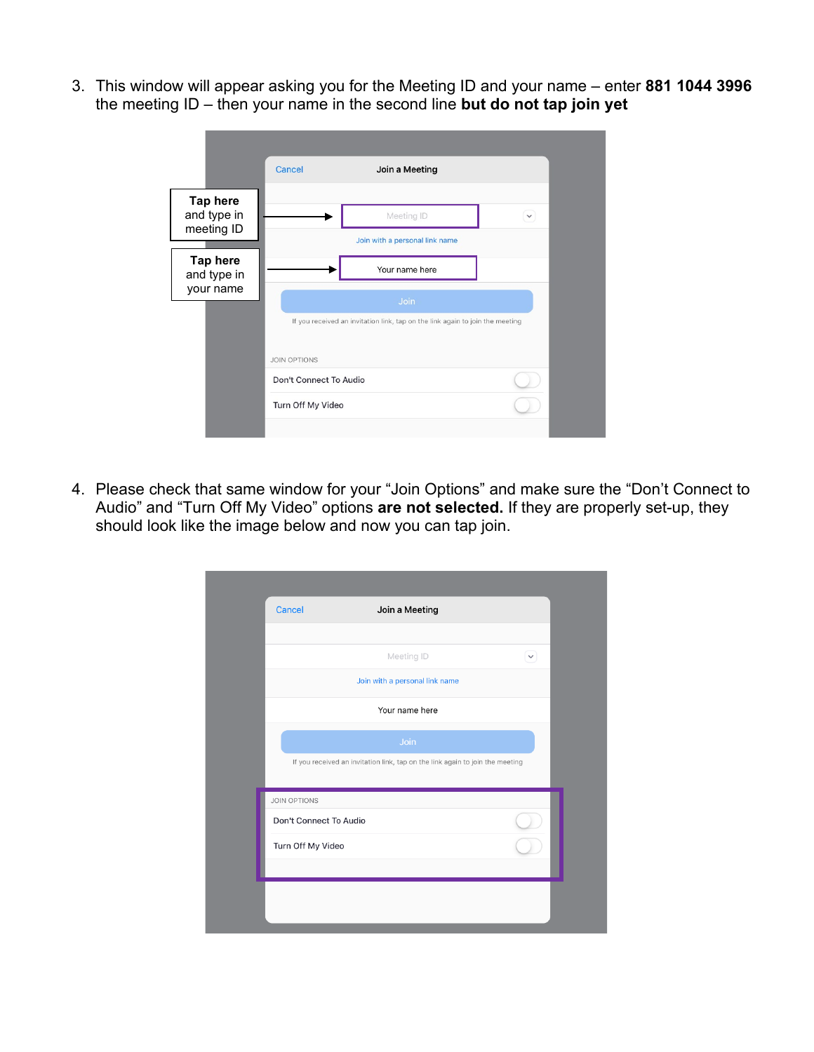3. This window will appear asking you for the Meeting ID and your name – enter **881 1044 3996** the meeting ID – then your name in the second line **but do not tap join yet**

4. Please check that same window for your "Join Options" and make sure the "Don't Connect to Audio" and "Turn Off My Video" options **are not selected.** If they are properly set-up, they should look like the image below and now you can tap join.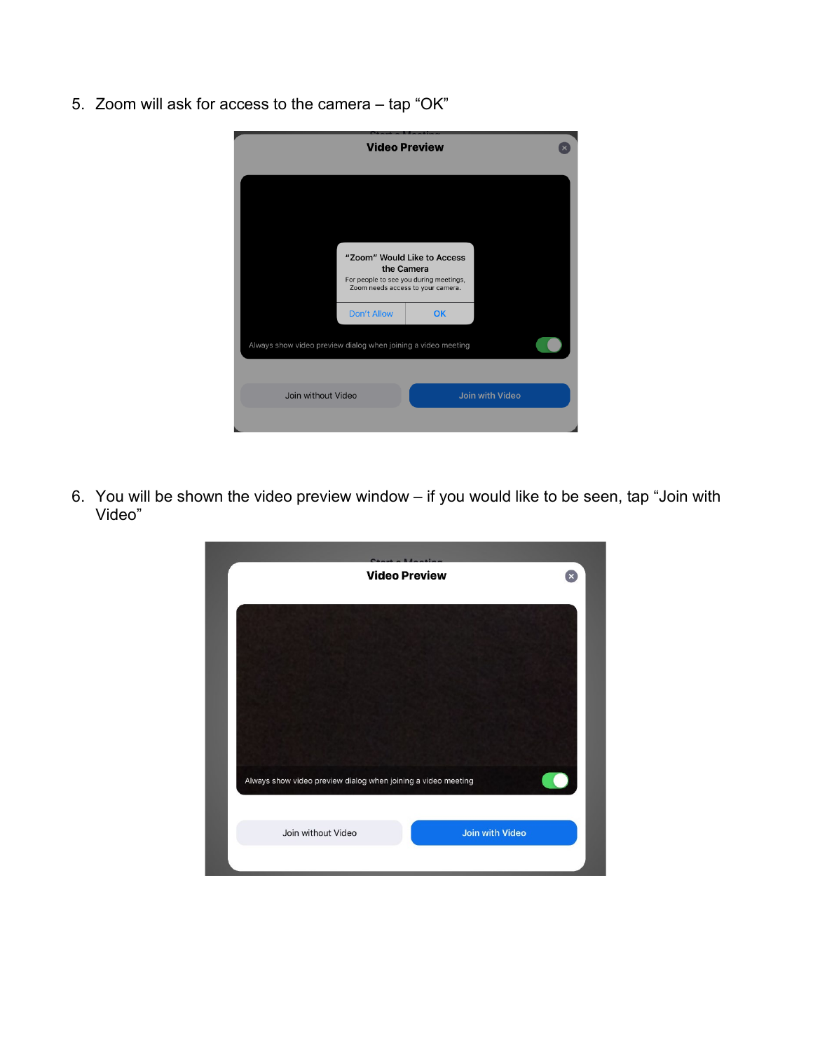5. Zoom will ask for access to the camera – tap "OK"

6. You will be shown the video preview window – if you would like to be seen, tap "Join with Video"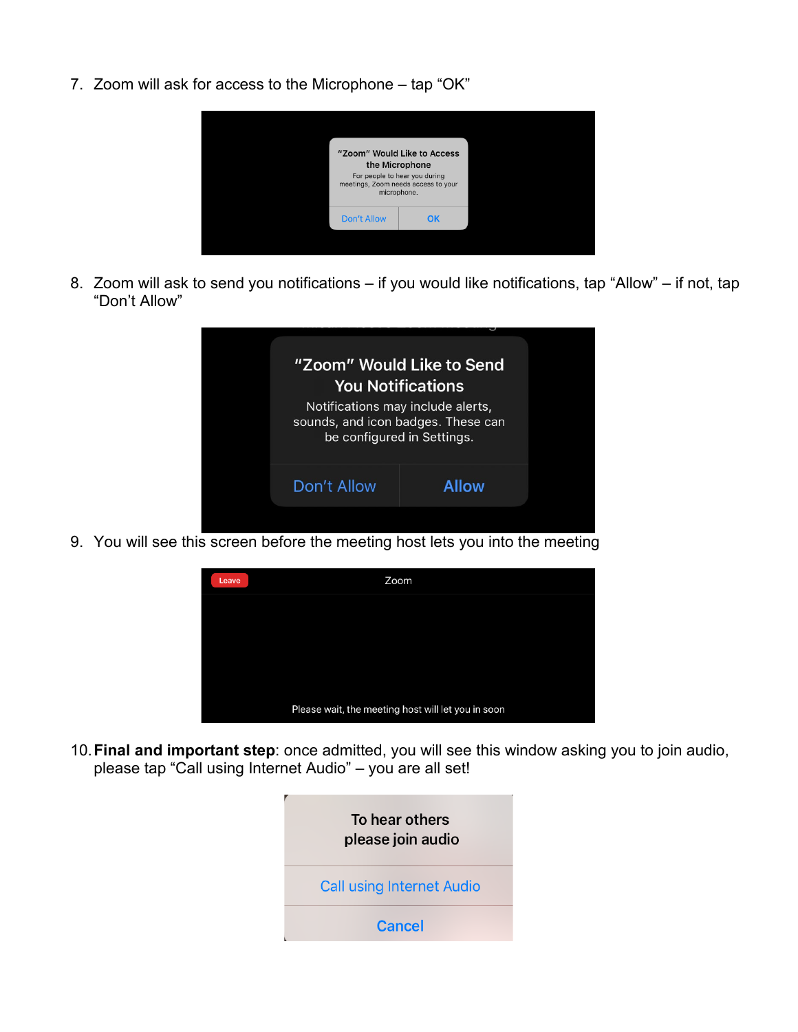7. Zoom will ask for access to the Microphone – tap "OK"

8. Zoom will ask to send you notifications – if you would like notifications, tap "Allow" – if not, tap "Don't Allow"

9. You will see this screen before the meeting host lets you into the meeting

10. **Final and important step**: once admitted, you will see this window asking you to join audio, please tap "Call using Internet Audio" – you are all set!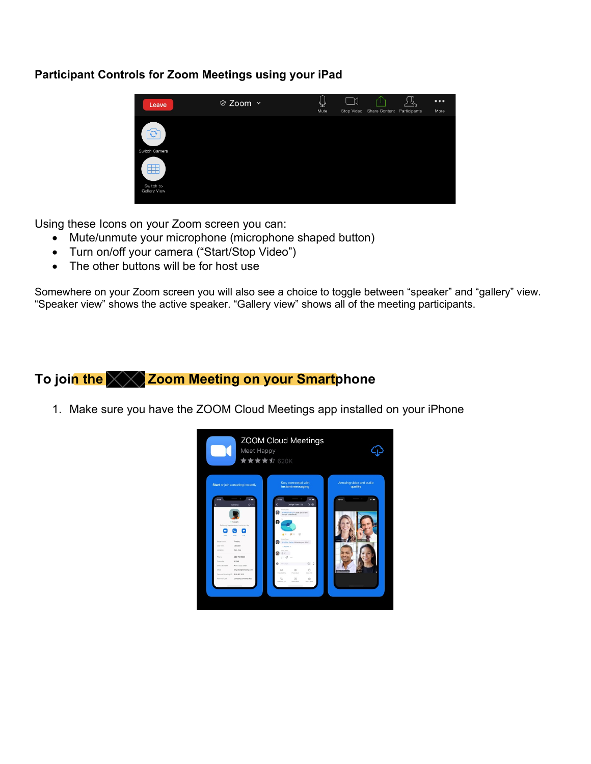### Participant Controls for Zoom Meetings using your iPad

Using these Icons on your Zoom screen you can:

- Mute/unmute your microphone (microphone shaped button)
- Turn on/off your camera ("Start/Stop Video")
- The other buttons will be for host use

Somewhere on your Zoom screen you will also see a choice to toggle between "speaker" and "gallery" view. "Speaker view" shows the active speaker. "Gallery view" shows all of the meeting participants.

## To join the Zoom Meeting on your Smartphone

1. Make sure you have the ZOOM Cloud Meetings app installed on your iPhone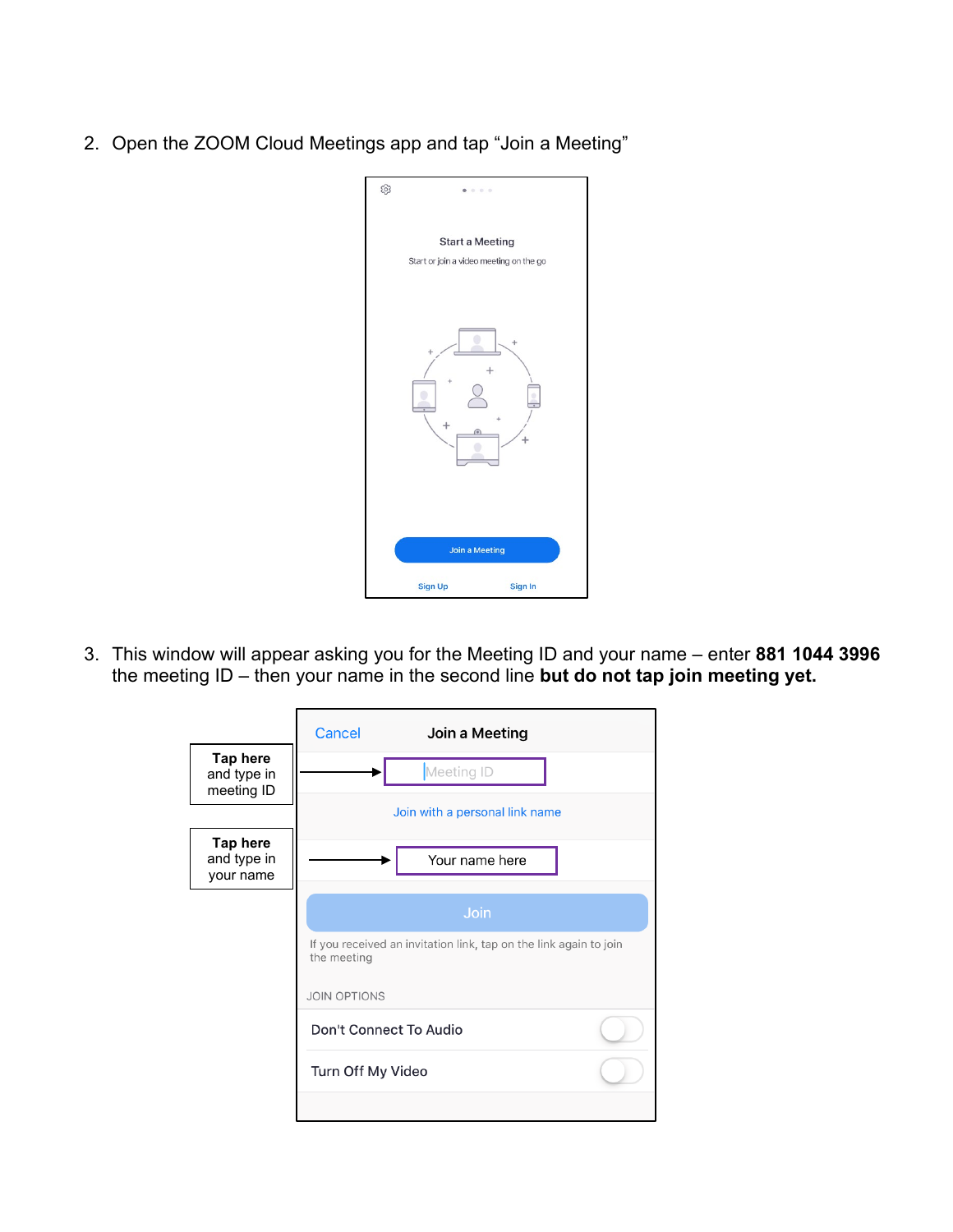2. Open the ZOOM Cloud Meetings app and tap “Join a Meeting”

3. This window will appear asking you for the Meeting ID and your name – enter **881 1044 3996** the meeting ID – then your name in the second line **but do not tap join meeting yet.**

**Tap here** and type in meeting ID

**Tap here** and type in your name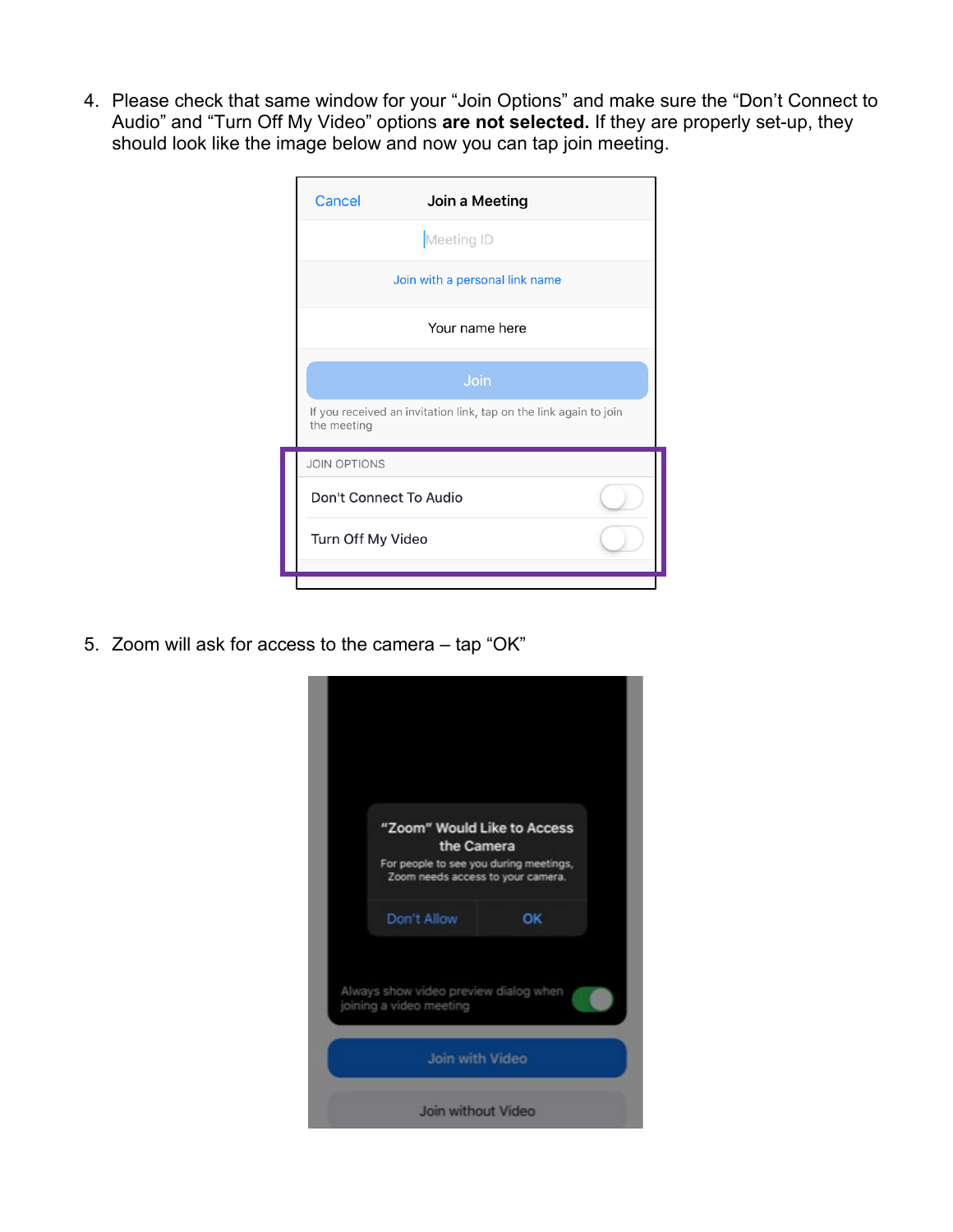4. Please check that same window for your "Join Options" and make sure the "Don't Connect to Audio" and "Turn Off My Video" options **are not selected.** If they are properly set-up, they should look like the image below and now you can tap join meeting.

5. Zoom will ask for access to the camera – tap "OK"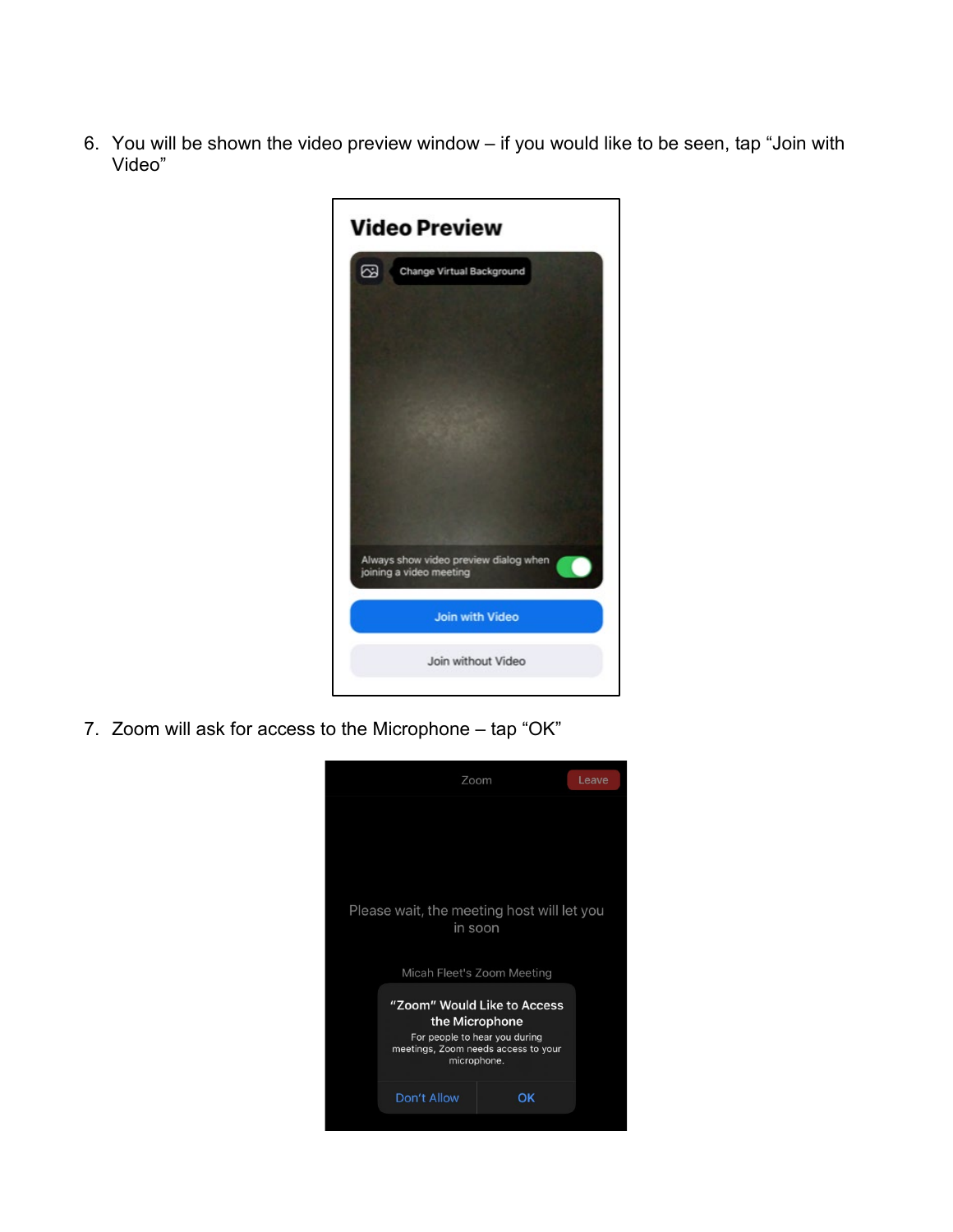6. You will be shown the video preview window – if you would like to be seen, tap "Join with Video"

7. Zoom will ask for access to the Microphone – tap "OK"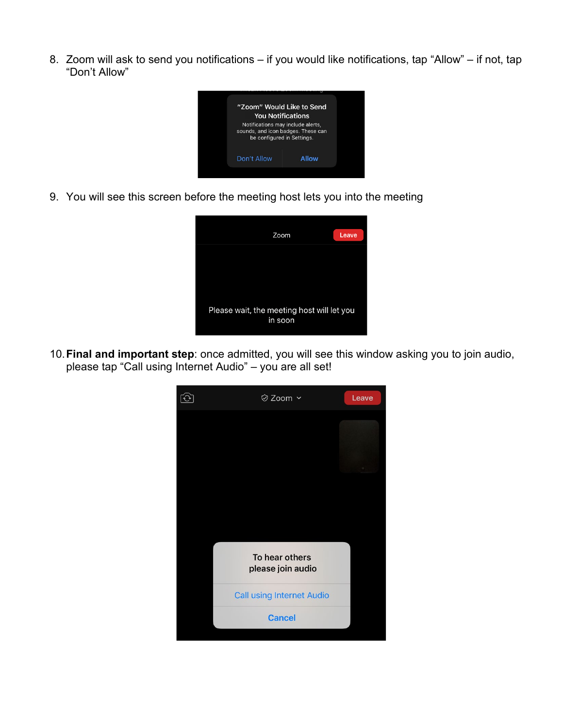8. Zoom will ask to send you notifications – if you would like notifications, tap "Allow" – if not, tap "Don't Allow"

9. You will see this screen before the meeting host lets you into the meeting

10. **Final and important step**: once admitted, you will see this window asking you to join audio, please tap "Call using Internet Audio" – you are all set!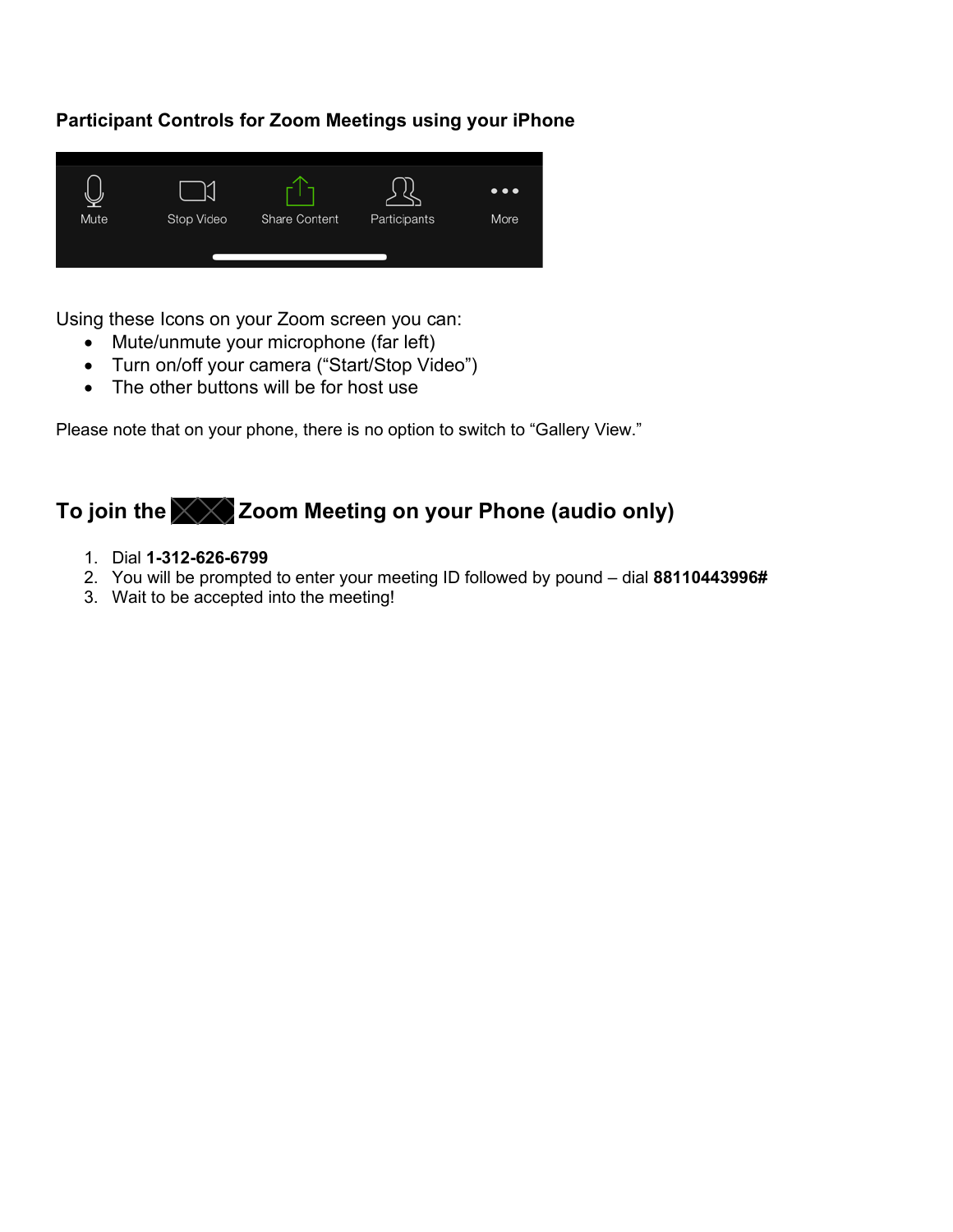**Participant Controls for Zoom Meetings using your iPhone**

Mute

Stop Video

Share Content

Participants

More

Using these Icons on your Zoom screen you can:

- Mute/unmute your microphone (far left)
- Turn on/off your camera ("Start/Stop Video")
- The other buttons will be for host use

Please note that on your phone, there is no option to switch to "Gallery View."

## To join the Zoom Meeting on your Phone (audio only)

1. Dial **1-312-626-6799**
2. You will be prompted to enter your meeting ID followed by pound – dial **88110443996#**
3. Wait to be accepted into the meeting!